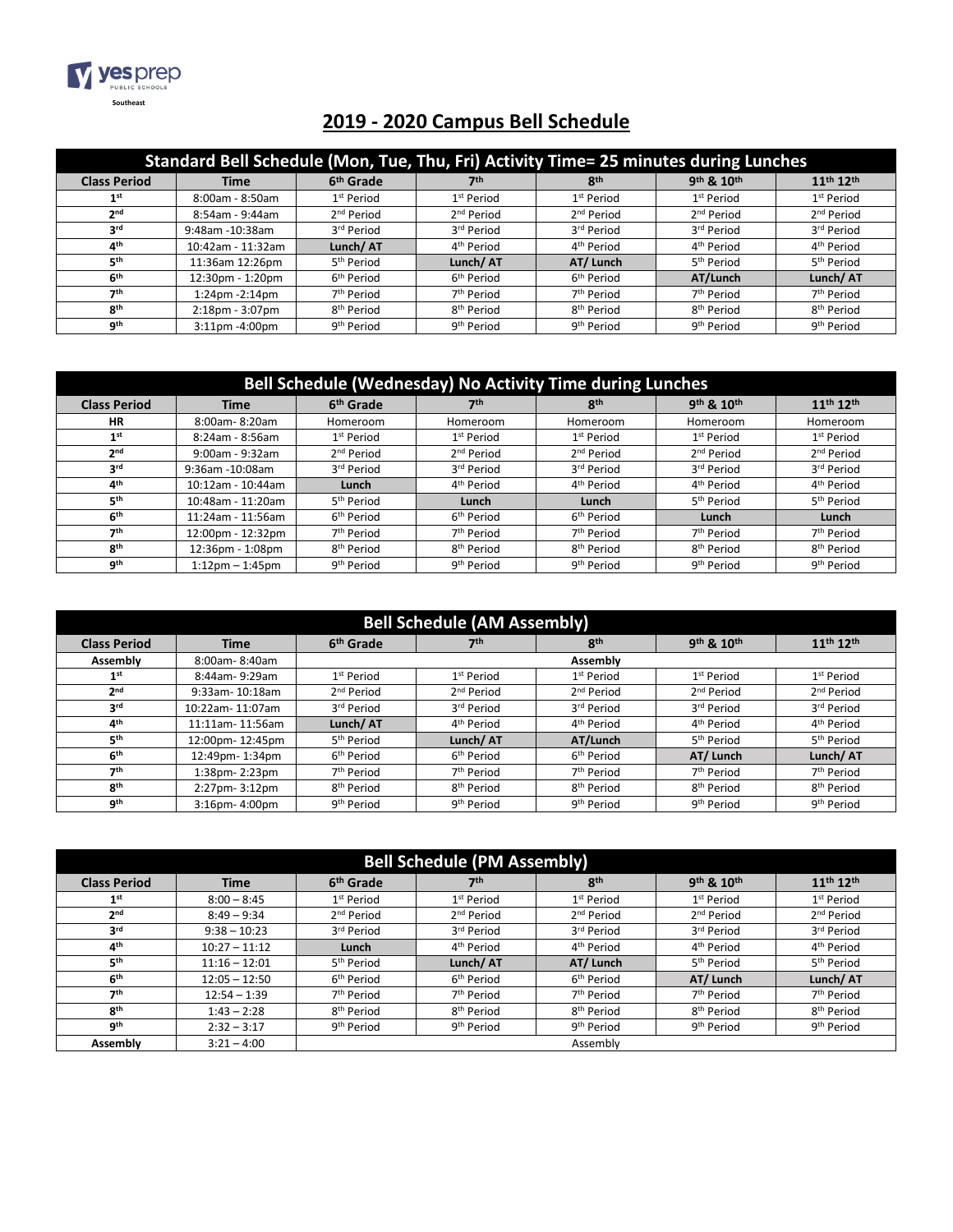yes prep
PUBLIC SCHOOLS
Southeast

# 2019 - 2020 Campus Bell Schedule

| Standard Bell Schedule (Mon, Tue, Thu, Fri) Activity Time= 25 minutes during Lunches | | | | | | |
|---|---|---|---|---|---|---|
| **Class Period** | **Time** | **6th Grade** | **7th** | **8th** | **9th & 10th** | **11th 12th** |
| 1st | 8:00am - 8:50am | 1st Period | 1st Period | 1st Period | 1st Period | 1st Period |
| 2nd | 8:54am - 9:44am | 2nd Period | 2nd Period | 2nd Period | 2nd Period | 2nd Period |
| 3rd | 9:48am -10:38am | 3rd Period | 3rd Period | 3rd Period | 3rd Period | 3rd Period |
| 4th | 10:42am - 11:32am | **Lunch/ AT** | 4th Period | 4th Period | 4th Period | 4th Period |
| 5th | 11:36am 12:26pm | 5th Period | **Lunch/ AT** | **AT/ Lunch** | 5th Period | 5th Period |
| 6th | 12:30pm - 1:20pm | 6th Period | 6th Period | 6th Period | **AT/Lunch** | **Lunch/ AT** |
| 7th | 1:24pm -2:14pm | 7th Period | 7th Period | 7th Period | 7th Period | 7th Period |
| 8th | 2:18pm - 3:07pm | 8th Period | 8th Period | 8th Period | 8th Period | 8th Period |
| 9th | 3:11pm -4:00pm | 9th Period | 9th Period | 9th Period | 9th Period | 9th Period |

| Bell Schedule (Wednesday) No Activity Time during Lunches | | | | | | |
|---|---|---|---|---|---|---|
| **Class Period** | **Time** | **6th Grade** | **7th** | **8th** | **9th & 10th** | **11th 12th** |
| HR | 8:00am- 8:20am | Homeroom | Homeroom | Homeroom | Homeroom | Homeroom |
| 1st | 8:24am - 8:56am | 1st Period | 1st Period | 1st Period | 1st Period | 1st Period |
| 2nd | 9:00am - 9:32am | 2nd Period | 2nd Period | 2nd Period | 2nd Period | 2nd Period |
| 3rd | 9:36am -10:08am | 3rd Period | 3rd Period | 3rd Period | 3rd Period | 3rd Period |
| 4th | 10:12am - 10:44am | **Lunch** | 4th Period | 4th Period | 4th Period | 4th Period |
| 5th | 10:48am - 11:20am | 5th Period | **Lunch** | **Lunch** | 5th Period | 5th Period |
| 6th | 11:24am - 11:56am | 6th Period | 6th Period | 6th Period | **Lunch** | **Lunch** |
| 7th | 12:00pm - 12:32pm | 7th Period | 7th Period | 7th Period | 7th Period | 7th Period |
| 8th | 12:36pm - 1:08pm | 8th Period | 8th Period | 8th Period | 8th Period | 8th Period |
| 9th | 1:12pm – 1:45pm | 9th Period | 9th Period | 9th Period | 9th Period | 9th Period |

| Bell Schedule (AM Assembly) | | | | | | |
|---|---|---|---|---|---|---|
| **Class Period** | **Time** | **6th Grade** | **7th** | **8th** | **9th & 10th** | **11th 12th** |
| **Assembly** | 8:00am- 8:40am | | | **Assembly** | | |
| 1st | 8:44am- 9:29am | 1st Period | 1st Period | 1st Period | 1st Period | 1st Period |
| 2nd | 9:33am- 10:18am | 2nd Period | 2nd Period | 2nd Period | 2nd Period | 2nd Period |
| 3rd | 10:22am- 11:07am | 3rd Period | 3rd Period | 3rd Period | 3rd Period | 3rd Period |
| 4th | 11:11am- 11:56am | **Lunch/ AT** | 4th Period | 4th Period | 4th Period | 4th Period |
| 5th | 12:00pm- 12:45pm | 5th Period | **Lunch/ AT** | **AT/Lunch** | 5th Period | 5th Period |
| 6th | 12:49pm- 1:34pm | 6th Period | 6th Period | 6th Period | **AT/ Lunch** | **Lunch/ AT** |
| 7th | 1:38pm- 2:23pm | 7th Period | 7th Period | 7th Period | 7th Period | 7th Period |
| 8th | 2:27pm- 3:12pm | 8th Period | 8th Period | 8th Period | 8th Period | 8th Period |
| 9th | 3:16pm- 4:00pm | 9th Period | 9th Period | 9th Period | 9th Period | 9th Period |

| Bell Schedule (PM Assembly) | | | | | | |
|---|---|---|---|---|---|---|
| **Class Period** | **Time** | **6th Grade** | **7th** | **8th** | **9th & 10th** | **11th 12th** |
| 1st | 8:00 – 8:45 | 1st Period | 1st Period | 1st Period | 1st Period | 1st Period |
| 2nd | 8:49 – 9:34 | 2nd Period | 2nd Period | 2nd Period | 2nd Period | 2nd Period |
| 3rd | 9:38 – 10:23 | 3rd Period | 3rd Period | 3rd Period | 3rd Period | 3rd Period |
| 4th | 10:27 – 11:12 | **Lunch** | 4th Period | 4th Period | 4th Period | 4th Period |
| 5th | 11:16 – 12:01 | 5th Period | **Lunch/ AT** | **AT/ Lunch** | 5th Period | 5th Period |
| 6th | 12:05 – 12:50 | 6th Period | 6th Period | 6th Period | **AT/ Lunch** | **Lunch/ AT** |
| 7th | 12:54 – 1:39 | 7th Period | 7th Period | 7th Period | 7th Period | 7th Period |
| 8th | 1:43 – 2:28 | 8th Period | 8th Period | 8th Period | 8th Period | 8th Period |
| 9th | 2:32 – 3:17 | 9th Period | 9th Period | 9th Period | 9th Period | 9th Period |
| **Assembly** | 3:21 – 4:00 | | | Assembly | | |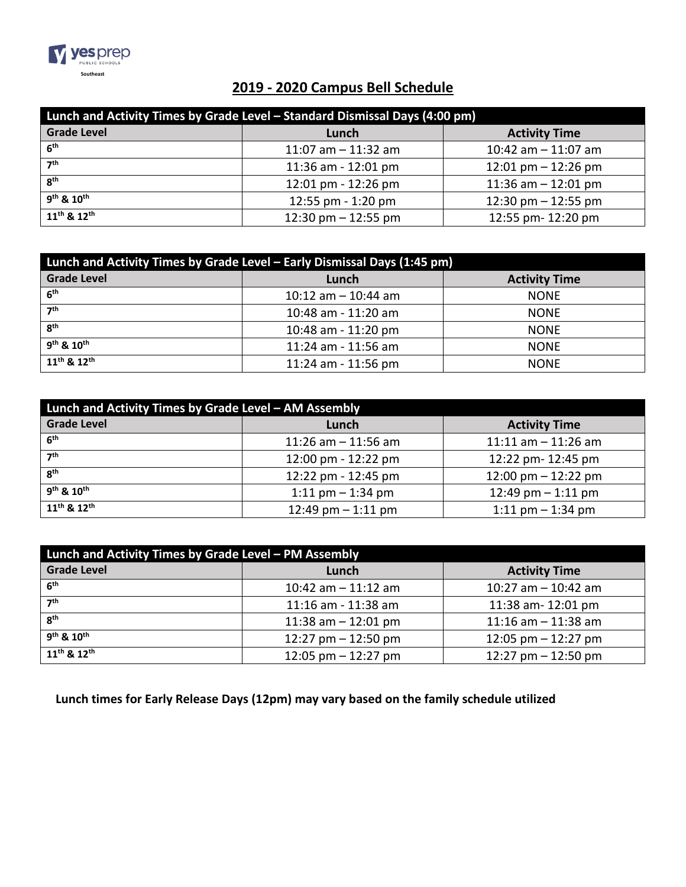## 2019 - 2020 Campus Bell Schedule

| Lunch and Activity Times by Grade Level – Standard Dismissal Days (4:00 pm) | | |
|---|---|---|
| **Grade Level** | **Lunch** | **Activity Time** |
| 6th | 11:07 am – 11:32 am | 10:42 am – 11:07 am |
| 7th | 11:36 am - 12:01 pm | 12:01 pm – 12:26 pm |
| 8th | 12:01 pm - 12:26 pm | 11:36 am – 12:01 pm |
| 9th & 10th | 12:55 pm - 1:20 pm | 12:30 pm – 12:55 pm |
| 11th & 12th | 12:30 pm – 12:55 pm | 12:55 pm- 12:20 pm |

| Lunch and Activity Times by Grade Level – Early Dismissal Days (1:45 pm) | | |
|---|---|---|
| **Grade Level** | **Lunch** | **Activity Time** |
| 6th | 10:12 am – 10:44 am | NONE |
| 7th | 10:48 am - 11:20 am | NONE |
| 8th | 10:48 am - 11:20 pm | NONE |
| 9th & 10th | 11:24 am - 11:56 am | NONE |
| 11th & 12th | 11:24 am - 11:56 pm | NONE |

| Lunch and Activity Times by Grade Level – AM Assembly | | |
|---|---|---|
| **Grade Level** | **Lunch** | **Activity Time** |
| 6th | 11:26 am – 11:56 am | 11:11 am – 11:26 am |
| 7th | 12:00 pm - 12:22 pm | 12:22 pm- 12:45 pm |
| 8th | 12:22 pm - 12:45 pm | 12:00 pm – 12:22 pm |
| 9th & 10th | 1:11 pm – 1:34 pm | 12:49 pm – 1:11 pm |
| 11th & 12th | 12:49 pm – 1:11 pm | 1:11 pm – 1:34 pm |

| Lunch and Activity Times by Grade Level – PM Assembly | | |
|---|---|---|
| **Grade Level** | **Lunch** | **Activity Time** |
| 6th | 10:42 am – 11:12 am | 10:27 am – 10:42 am |
| 7th | 11:16 am - 11:38 am | 11:38 am- 12:01 pm |
| 8th | 11:38 am – 12:01 pm | 11:16 am – 11:38 am |
| 9th & 10th | 12:27 pm – 12:50 pm | 12:05 pm – 12:27 pm |
| 11th & 12th | 12:05 pm – 12:27 pm | 12:27 pm – 12:50 pm |

**Lunch times for Early Release Days (12pm) may vary based on the family schedule utilized**